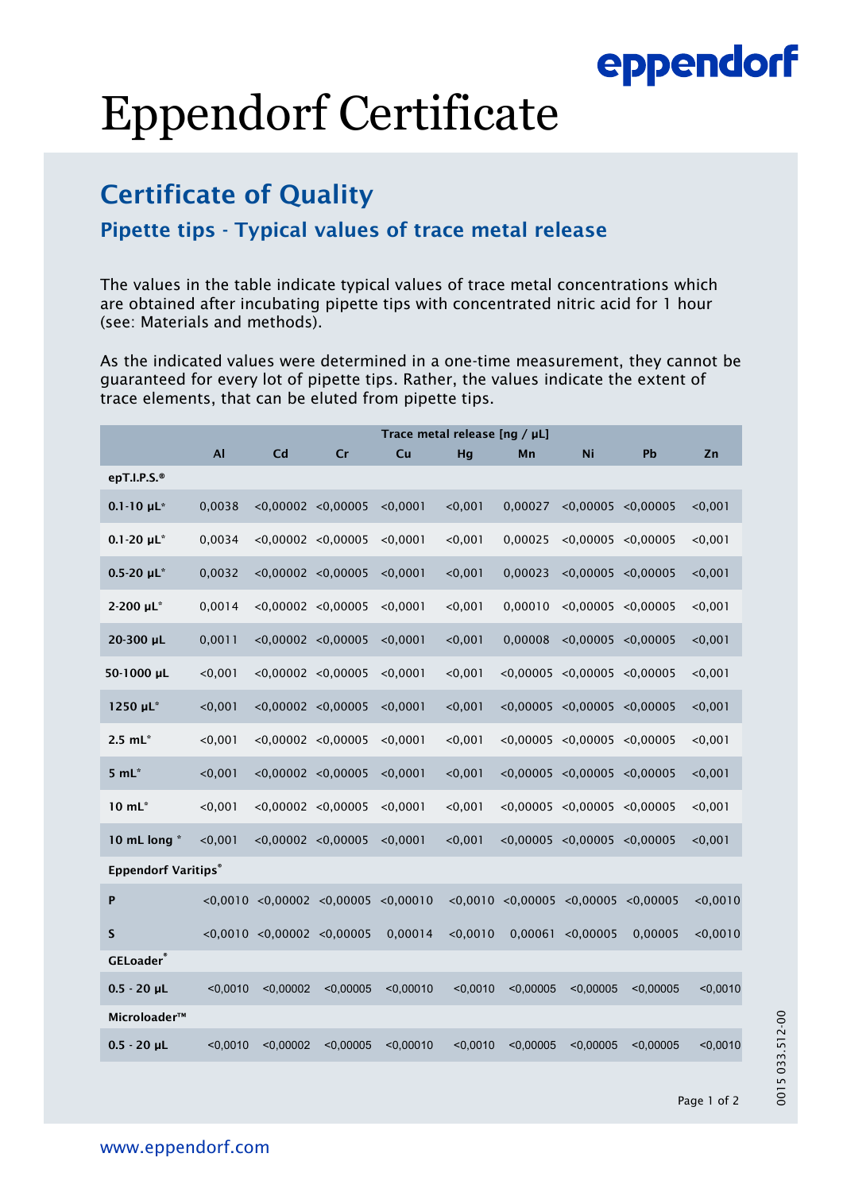eppendorf

# Eppendorf Certificate

## Certificate of Quality

### Pipette tips - Typical values of trace metal release

The values in the table indicate typical values of trace metal concentrations which are obtained after incubating pipette tips with concentrated nitric acid for 1 hour (see: Materials and methods).

As the indicated values were determined in a one-time measurement, they cannot be guaranteed for every lot of pipette tips. Rather, the values indicate the extent of trace elements, that can be eluted from pipette tips.

| | Trace metal release [ng / µL] | | | | | | | | |
|---|---|---|---|---|---|---|---|---|---|
| | **Al** | **Cd** | **Cr** | **Cu** | **Hg** | **Mn** | **Ni** | **Pb** | **Zn** |
| **epT.I.P.S.®** | | | | | | | | | |
| **0.1-10 µL*** | 0,0038 | <0,00002 | <0,00005 | <0,0001 | <0,001 | 0,00027 | <0,00005 | <0,00005 | <0,001 |
| **0.1-20 µL*** | 0,0034 | <0,00002 | <0,00005 | <0,0001 | <0,001 | 0,00025 | <0,00005 | <0,00005 | <0,001 |
| **0.5-20 µL*** | 0,0032 | <0,00002 | <0,00005 | <0,0001 | <0,001 | 0,00023 | <0,00005 | <0,00005 | <0,001 |
| **2-200 µL*** | 0,0014 | <0,00002 | <0,00005 | <0,0001 | <0,001 | 0,00010 | <0,00005 | <0,00005 | <0,001 |
| **20-300 µL** | 0,0011 | <0,00002 | <0,00005 | <0,0001 | <0,001 | 0,00008 | <0,00005 | <0,00005 | <0,001 |
| **50-1000 µL** | <0,001 | <0,00002 | <0,00005 | <0,0001 | <0,001 | <0,00005 | <0,00005 | <0,00005 | <0,001 |
| **1250 µL*** | <0,001 | <0,00002 | <0,00005 | <0,0001 | <0,001 | <0,00005 | <0,00005 | <0,00005 | <0,001 |
| **2.5 mL*** | <0,001 | <0,00002 | <0,00005 | <0,0001 | <0,001 | <0,00005 | <0,00005 | <0,00005 | <0,001 |
| **5 mL*** | <0,001 | <0,00002 | <0,00005 | <0,0001 | <0,001 | <0,00005 | <0,00005 | <0,00005 | <0,001 |
| **10 mL*** | <0,001 | <0,00002 | <0,00005 | <0,0001 | <0,001 | <0,00005 | <0,00005 | <0,00005 | <0,001 |
| **10 mL long *** | <0,001 | <0,00002 | <0,00005 | <0,0001 | <0,001 | <0,00005 | <0,00005 | <0,00005 | <0,001 |
| **Eppendorf Varitips®** | | | | | | | | | |
| **P** | <0,0010 | <0,00002 | <0,00005 | <0,00010 | <0,0010 | <0,00005 | <0,00005 | <0,00005 | <0,0010 |
| **S** | <0,0010 | <0,00002 | <0,00005 | 0,00014 | <0,0010 | 0,00061 | <0,00005 | 0,00005 | <0,0010 |
| **GELoader®** | | | | | | | | | |
| **0.5 - 20 µL** | <0,0010 | <0,00002 | <0,00005 | <0,00010 | <0,0010 | <0,00005 | <0,00005 | <0,00005 | <0,0010 |
| **Microloader™** | | | | | | | | | |
| **0.5 - 20 µL** | <0,0010 | <0,00002 | <0,00005 | <0,00010 | <0,0010 | <0,00005 | <0,00005 | <0,00005 | <0,0010 |

0015 033.512-00

www.eppendorf.com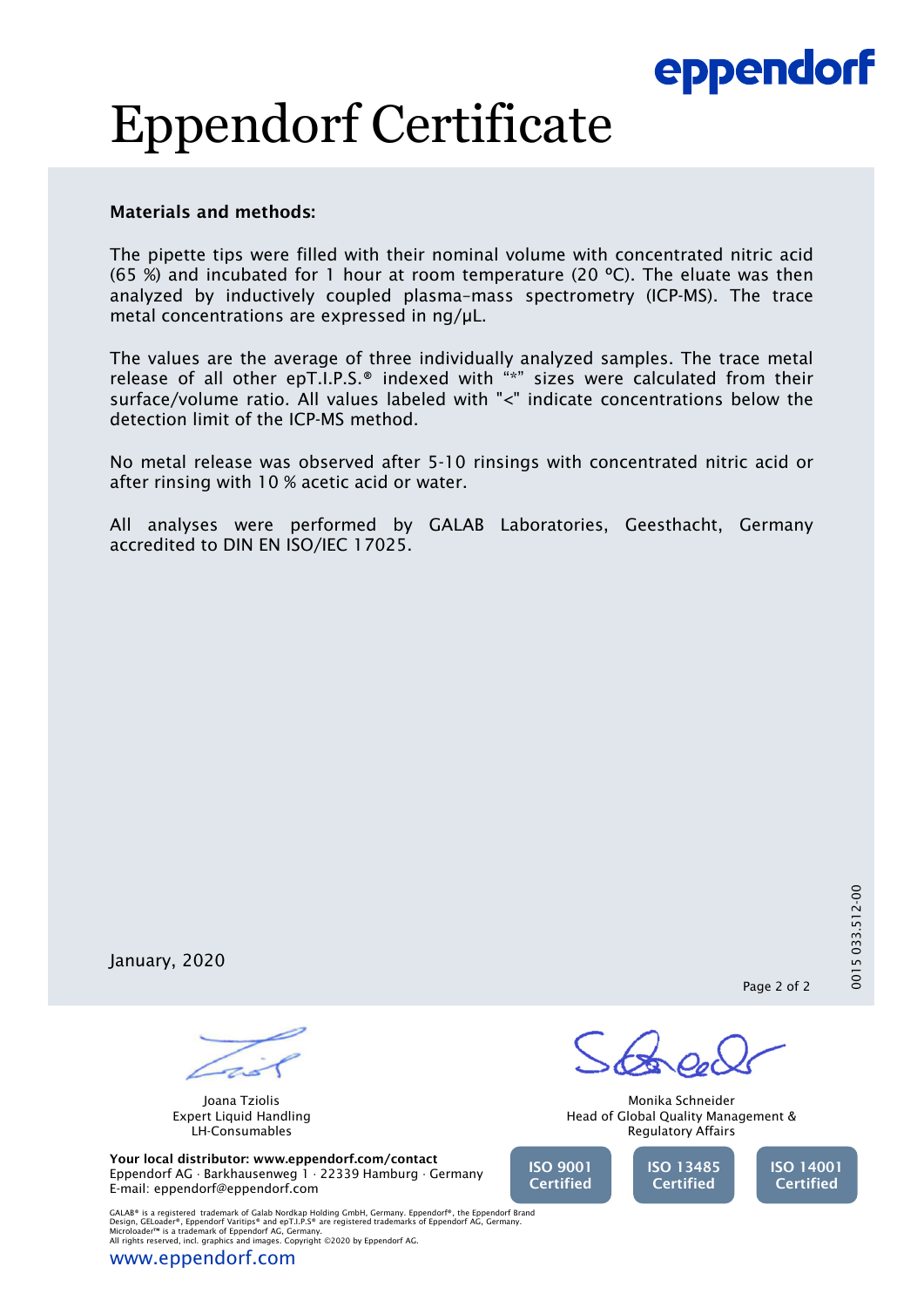eppendorf

# Eppendorf Certificate

**Materials and methods:**

The pipette tips were filled with their nominal volume with concentrated nitric acid (65 %) and incubated for 1 hour at room temperature (20 °C). The eluate was then analyzed by inductively coupled plasma-mass spectrometry (ICP-MS). The trace metal concentrations are expressed in ng/µL.

The values are the average of three individually analyzed samples. The trace metal release of all other epT.I.P.S.® indexed with "*" sizes were calculated from their surface/volume ratio. All values labeled with "<" indicate concentrations below the detection limit of the ICP-MS method.

No metal release was observed after 5-10 rinsings with concentrated nitric acid or after rinsing with 10 % acetic acid or water.

All analyses were performed by GALAB Laboratories, Geesthacht, Germany accredited to DIN EN ISO/IEC 17025.

January, 2020

0015 033.512-00

Joana Tziolis
Expert Liquid Handling
LH-Consumables

Monika Schneider
Head of Global Quality Management &
Regulatory Affairs

**Your local distributor: www.eppendorf.com/contact**
Eppendorf AG · Barkhausenweg 1 · 22339 Hamburg · Germany
E-mail: eppendorf@eppendorf.com

ISO 9001 Certified | ISO 13485 Certified | ISO 14001 Certified

GALAB® is a registered trademark of Galab Nordkap Holding GmbH, Germany. Eppendorf®, the Eppendorf Brand Design, GELoader®, Eppendorf Varitips® and epT.I.P.S® are registered trademarks of Eppendorf AG, Germany. Microloader™ is a trademark of Eppendorf AG, Germany.
All rights reserved, incl. graphics and images. Copyright ©2020 by Eppendorf AG.

www.eppendorf.com